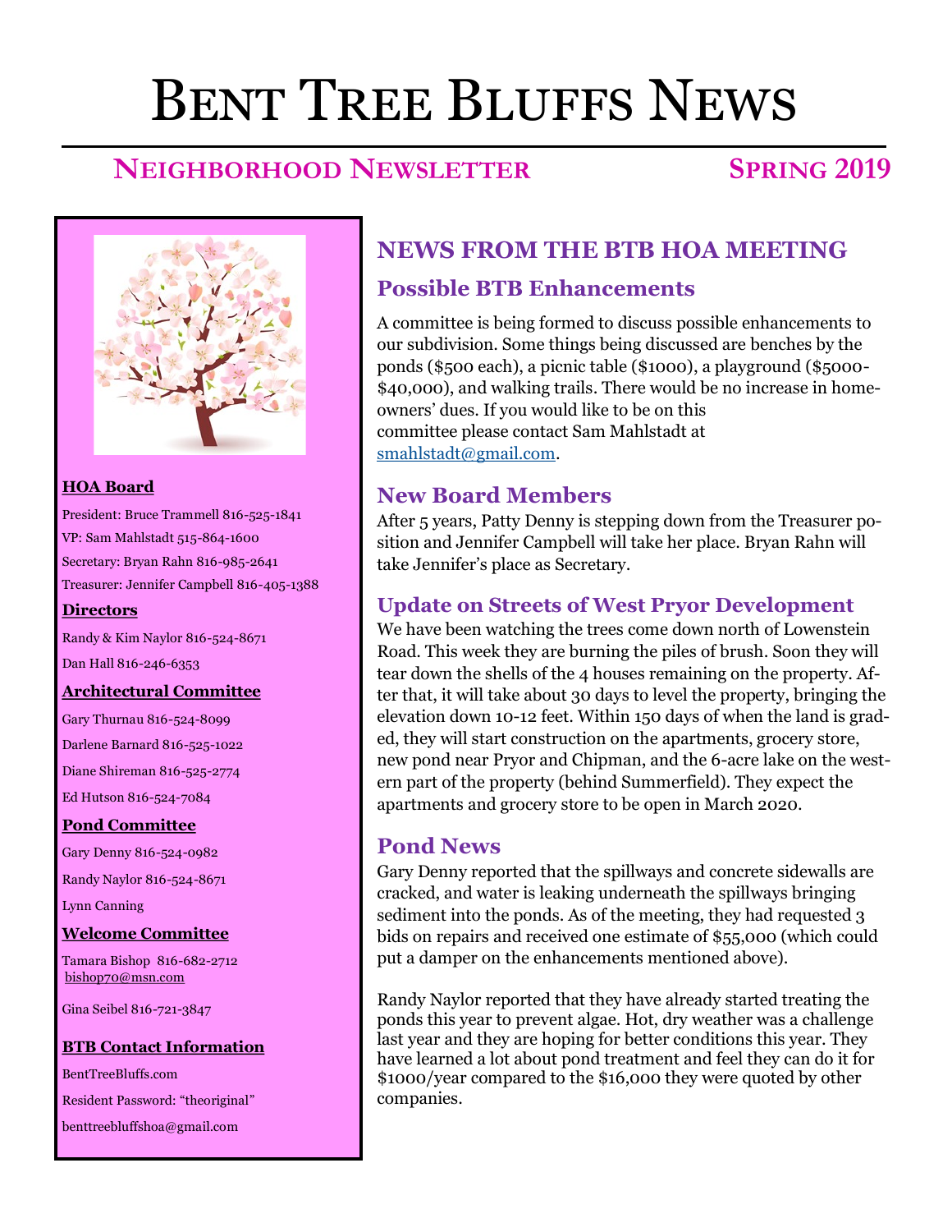# Bent Tree Bluffs News

## Neighborhood Newsletter — Spring 2019

**HOA Board**

President: Bruce Trammell 816-525-1841

VP: Sam Mahlstadt 515-864-1600

Secretary: Bryan Rahn 816-985-2641

Treasurer: Jennifer Campbell 816-405-1388

**Directors**

Randy & Kim Naylor 816-524-8671

Dan Hall 816-246-6353

**Architectural Committee**

Gary Thurnau 816-524-8099

Darlene Barnard 816-525-1022

Diane Shireman 816-525-2774

Ed Hutson 816-524-7084

**Pond Committee**

Gary Denny 816-524-0982

Randy Naylor 816-524-8671

Lynn Canning

**Welcome Committee**

Tamara Bishop 816-682-2712
bishop70@msn.com

Gina Seibel 816-721-3847

**BTB Contact Information**

BentTreeBluffs.com

Resident Password: "theoriginal"

benttreebluffshoa@gmail.com

## NEWS FROM THE BTB HOA MEETING

### Possible BTB Enhancements

A committee is being formed to discuss possible enhancements to our subdivision. Some things being discussed are benches by the ponds ($500 each), a picnic table ($1000), a playground ($5000-$40,000), and walking trails. There would be no increase in homeowners' dues. If you would like to be on this committee please contact Sam Mahlstadt at smahlstadt@gmail.com.

### New Board Members

After 5 years, Patty Denny is stepping down from the Treasurer position and Jennifer Campbell will take her place. Bryan Rahn will take Jennifer's place as Secretary.

### Update on Streets of West Pryor Development

We have been watching the trees come down north of Lowenstein Road. This week they are burning the piles of brush. Soon they will tear down the shells of the 4 houses remaining on the property. After that, it will take about 30 days to level the property, bringing the elevation down 10-12 feet. Within 150 days of when the land is graded, they will start construction on the apartments, grocery store, new pond near Pryor and Chipman, and the 6-acre lake on the western part of the property (behind Summerfield). They expect the apartments and grocery store to be open in March 2020.

### Pond News

Gary Denny reported that the spillways and concrete sidewalls are cracked, and water is leaking underneath the spillways bringing sediment into the ponds. As of the meeting, they had requested 3 bids on repairs and received one estimate of $55,000 (which could put a damper on the enhancements mentioned above).

Randy Naylor reported that they have already started treating the ponds this year to prevent algae. Hot, dry weather was a challenge last year and they are hoping for better conditions this year. They have learned a lot about pond treatment and feel they can do it for $1000/year compared to the $16,000 they were quoted by other companies.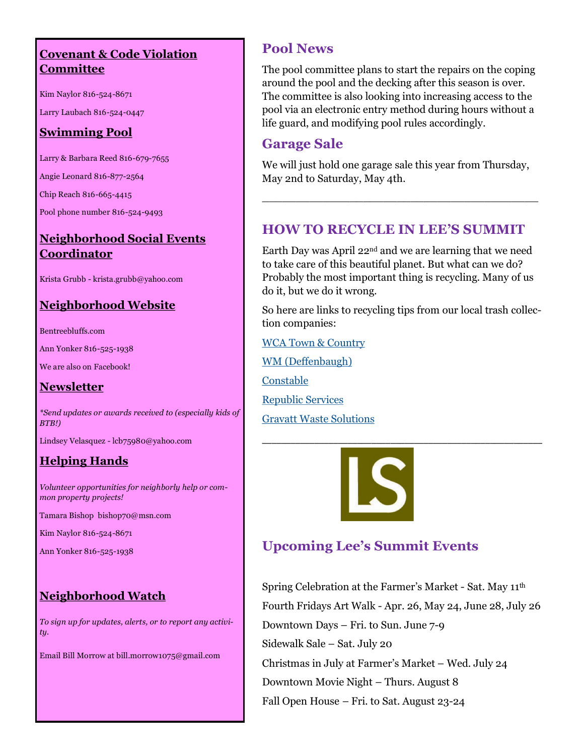## Covenant & Code Violation Committee

Kim Naylor 816-524-8671

Larry Laubach 816-524-0447

## Swimming Pool

Larry & Barbara Reed 816-679-7655

Angie Leonard 816-877-2564

Chip Reach 816-665-4415

Pool phone number 816-524-9493

## Neighborhood Social Events Coordinator

Krista Grubb - krista.grubb@yahoo.com

## Neighborhood Website

Bentreebluffs.com

Ann Yonker 816-525-1938

We are also on Facebook!

## Newsletter

*Send updates or awards received to (especially kids of BTB!)*

Lindsey Velasquez - lcb75980@yahoo.com

## Helping Hands

*Volunteer opportunities for neighborly help or common property projects!*

Tamara Bishop bishop70@msn.com

Kim Naylor 816-524-8671

Ann Yonker 816-525-1938

## Neighborhood Watch

*To sign up for updates, alerts, or to report any activity.*

Email Bill Morrow at bill.morrow1075@gmail.com

## Pool News

The pool committee plans to start the repairs on the coping around the pool and the decking after this season is over. The committee is also looking into increasing access to the pool via an electronic entry method during hours without a life guard, and modifying pool rules accordingly.

## Garage Sale

We will just hold one garage sale this year from Thursday, May 2nd to Saturday, May 4th.

---

## HOW TO RECYCLE IN LEE'S SUMMIT

Earth Day was April 22nd and we are learning that we need to take care of this beautiful planet. But what can we do? Probably the most important thing is recycling. Many of us do it, but we do it wrong.

So here are links to recycling tips from our local trash collection companies:

WCA Town & Country

WM (Deffenbaugh)

Constable

Republic Services

Gravatt Waste Solutions

---

## Upcoming Lee's Summit Events

Spring Celebration at the Farmer's Market - Sat. May 11th

Fourth Fridays Art Walk - Apr. 26, May 24, June 28, July 26

Downtown Days – Fri. to Sun. June 7-9

Sidewalk Sale – Sat. July 20

Christmas in July at Farmer's Market – Wed. July 24

Downtown Movie Night – Thurs. August 8

Fall Open House – Fri. to Sat. August 23-24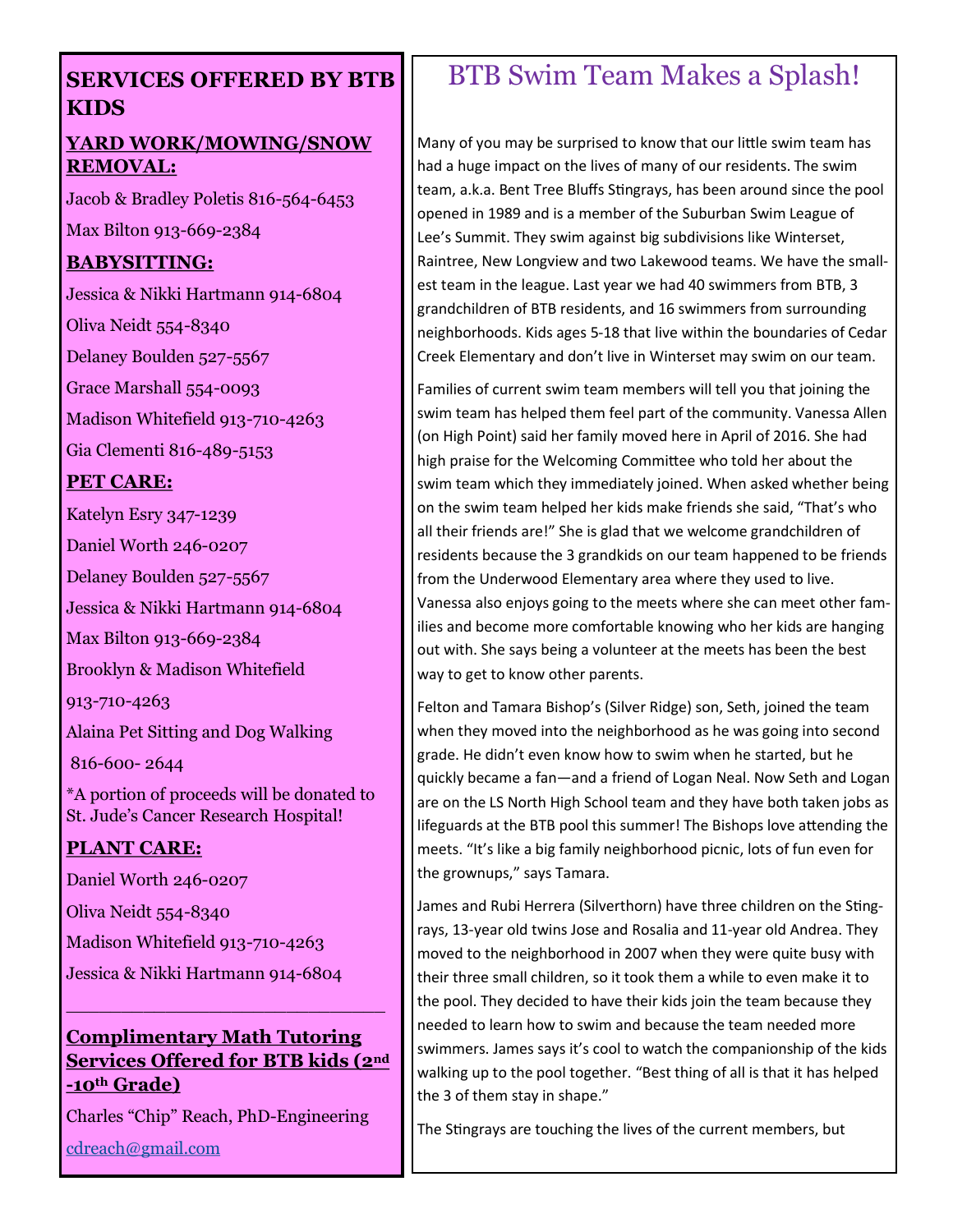## SERVICES OFFERED BY BTB KIDS

### YARD WORK/MOWING/SNOW REMOVAL:

Jacob & Bradley Poletis 816-564-6453

Max Bilton 913-669-2384

### BABYSITTING:

Jessica & Nikki Hartmann 914-6804

Oliva Neidt 554-8340

Delaney Boulden 527-5567

Grace Marshall 554-0093

Madison Whitefield 913-710-4263

Gia Clementi 816-489-5153

### PET CARE:

Katelyn Esry 347-1239

Daniel Worth 246-0207

Delaney Boulden 527-5567

Jessica & Nikki Hartmann 914-6804

Max Bilton 913-669-2384

Brooklyn & Madison Whitefield

913-710-4263

Alaina Pet Sitting and Dog Walking

816-600- 2644

*A portion of proceeds will be donated to St. Jude's Cancer Research Hospital!

### PLANT CARE:

Daniel Worth 246-0207

Oliva Neidt 554-8340

Madison Whitefield 913-710-4263

Jessica & Nikki Hartmann 914-6804

---

### Complimentary Math Tutoring Services Offered for BTB kids (2nd -10th Grade)

Charles "Chip" Reach, PhD-Engineering

cdreach@gmail.com

# BTB Swim Team Makes a Splash!

Many of you may be surprised to know that our little swim team has had a huge impact on the lives of many of our residents. The swim team, a.k.a. Bent Tree Bluffs Stingrays, has been around since the pool opened in 1989 and is a member of the Suburban Swim League of Lee's Summit. They swim against big subdivisions like Winterset, Raintree, New Longview and two Lakewood teams. We have the smallest team in the league. Last year we had 40 swimmers from BTB, 3 grandchildren of BTB residents, and 16 swimmers from surrounding neighborhoods. Kids ages 5-18 that live within the boundaries of Cedar Creek Elementary and don't live in Winterset may swim on our team.

Families of current swim team members will tell you that joining the swim team has helped them feel part of the community. Vanessa Allen (on High Point) said her family moved here in April of 2016. She had high praise for the Welcoming Committee who told her about the swim team which they immediately joined. When asked whether being on the swim team helped her kids make friends she said, "That's who all their friends are!" She is glad that we welcome grandchildren of residents because the 3 grandkids on our team happened to be friends from the Underwood Elementary area where they used to live. Vanessa also enjoys going to the meets where she can meet other families and become more comfortable knowing who her kids are hanging out with. She says being a volunteer at the meets has been the best way to get to know other parents.

Felton and Tamara Bishop's (Silver Ridge) son, Seth, joined the team when they moved into the neighborhood as he was going into second grade. He didn't even know how to swim when he started, but he quickly became a fan—and a friend of Logan Neal. Now Seth and Logan are on the LS North High School team and they have both taken jobs as lifeguards at the BTB pool this summer! The Bishops love attending the meets. "It's like a big family neighborhood picnic, lots of fun even for the grownups," says Tamara.

James and Rubi Herrera (Silverthorn) have three children on the Stingrays, 13-year old twins Jose and Rosalia and 11-year old Andrea. They moved to the neighborhood in 2007 when they were quite busy with their three small children, so it took them a while to even make it to the pool. They decided to have their kids join the team because they needed to learn how to swim and because the team needed more swimmers. James says it's cool to watch the companionship of the kids walking up to the pool together. "Best thing of all is that it has helped the 3 of them stay in shape."

The Stingrays are touching the lives of the current members, but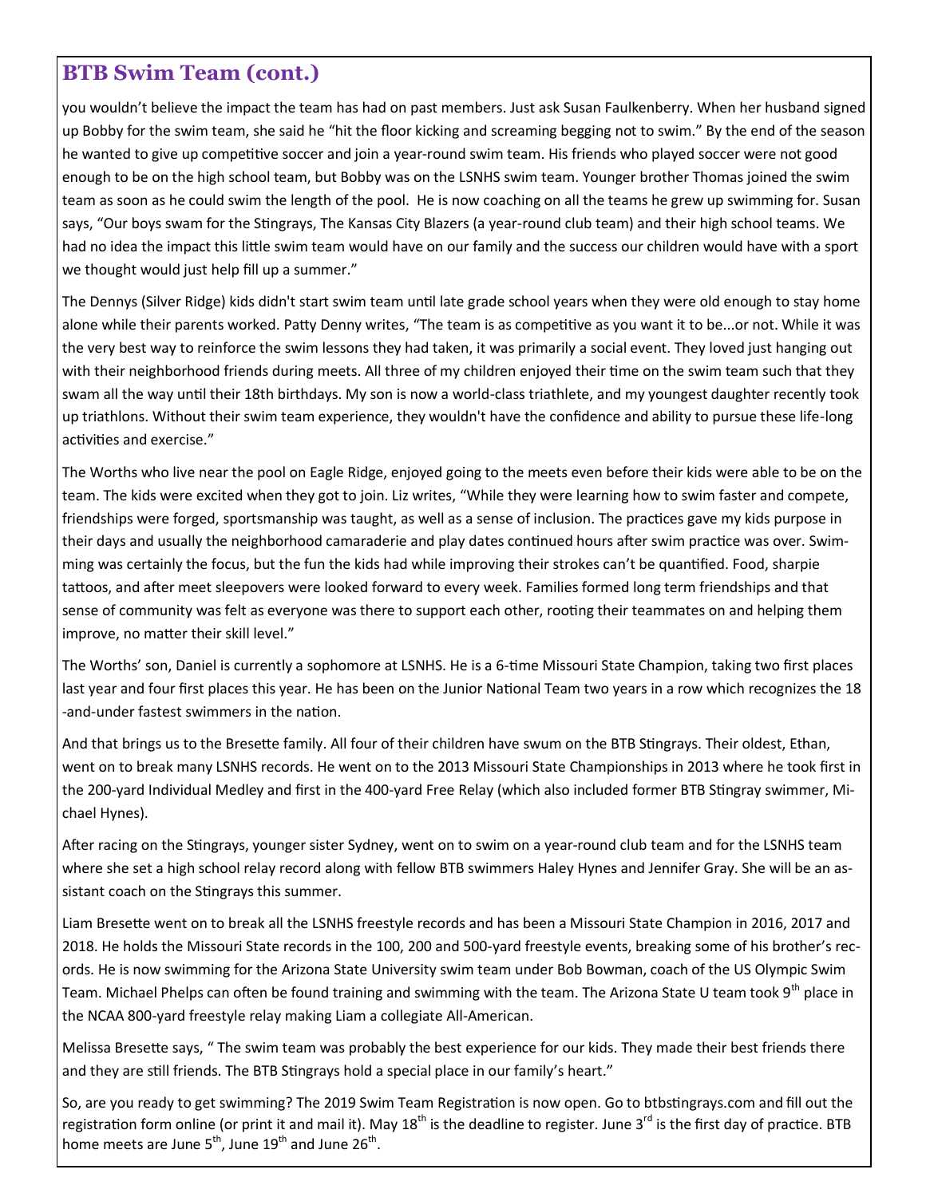## BTB Swim Team (cont.)

you wouldn't believe the impact the team has had on past members. Just ask Susan Faulkenberry. When her husband signed up Bobby for the swim team, she said he "hit the floor kicking and screaming begging not to swim." By the end of the season he wanted to give up competitive soccer and join a year-round swim team. His friends who played soccer were not good enough to be on the high school team, but Bobby was on the LSNHS swim team. Younger brother Thomas joined the swim team as soon as he could swim the length of the pool. He is now coaching on all the teams he grew up swimming for. Susan says, "Our boys swam for the Stingrays, The Kansas City Blazers (a year-round club team) and their high school teams. We had no idea the impact this little swim team would have on our family and the success our children would have with a sport we thought would just help fill up a summer."

The Dennys (Silver Ridge) kids didn't start swim team until late grade school years when they were old enough to stay home alone while their parents worked. Patty Denny writes, "The team is as competitive as you want it to be...or not. While it was the very best way to reinforce the swim lessons they had taken, it was primarily a social event. They loved just hanging out with their neighborhood friends during meets. All three of my children enjoyed their time on the swim team such that they swam all the way until their 18th birthdays. My son is now a world-class triathlete, and my youngest daughter recently took up triathlons. Without their swim team experience, they wouldn't have the confidence and ability to pursue these life-long activities and exercise."

The Worths who live near the pool on Eagle Ridge, enjoyed going to the meets even before their kids were able to be on the team. The kids were excited when they got to join. Liz writes, "While they were learning how to swim faster and compete, friendships were forged, sportsmanship was taught, as well as a sense of inclusion. The practices gave my kids purpose in their days and usually the neighborhood camaraderie and play dates continued hours after swim practice was over. Swimming was certainly the focus, but the fun the kids had while improving their strokes can't be quantified. Food, sharpie tattoos, and after meet sleepovers were looked forward to every week. Families formed long term friendships and that sense of community was felt as everyone was there to support each other, rooting their teammates on and helping them improve, no matter their skill level."

The Worths' son, Daniel is currently a sophomore at LSNHS. He is a 6-time Missouri State Champion, taking two first places last year and four first places this year. He has been on the Junior National Team two years in a row which recognizes the 18-and-under fastest swimmers in the nation.

And that brings us to the Bresette family. All four of their children have swum on the BTB Stingrays. Their oldest, Ethan, went on to break many LSNHS records. He went on to the 2013 Missouri State Championships in 2013 where he took first in the 200-yard Individual Medley and first in the 400-yard Free Relay (which also included former BTB Stingray swimmer, Michael Hynes).

After racing on the Stingrays, younger sister Sydney, went on to swim on a year-round club team and for the LSNHS team where she set a high school relay record along with fellow BTB swimmers Haley Hynes and Jennifer Gray. She will be an assistant coach on the Stingrays this summer.

Liam Bresette went on to break all the LSNHS freestyle records and has been a Missouri State Champion in 2016, 2017 and 2018. He holds the Missouri State records in the 100, 200 and 500-yard freestyle events, breaking some of his brother's records. He is now swimming for the Arizona State University swim team under Bob Bowman, coach of the US Olympic Swim Team. Michael Phelps can often be found training and swimming with the team. The Arizona State U team took 9th place in the NCAA 800-yard freestyle relay making Liam a collegiate All-American.

Melissa Bresette says, " The swim team was probably the best experience for our kids. They made their best friends there and they are still friends. The BTB Stingrays hold a special place in our family's heart."

So, are you ready to get swimming? The 2019 Swim Team Registration is now open. Go to btbstingrays.com and fill out the registration form online (or print it and mail it). May 18th is the deadline to register. June 3rd is the first day of practice. BTB home meets are June 5th, June 19th and June 26th.